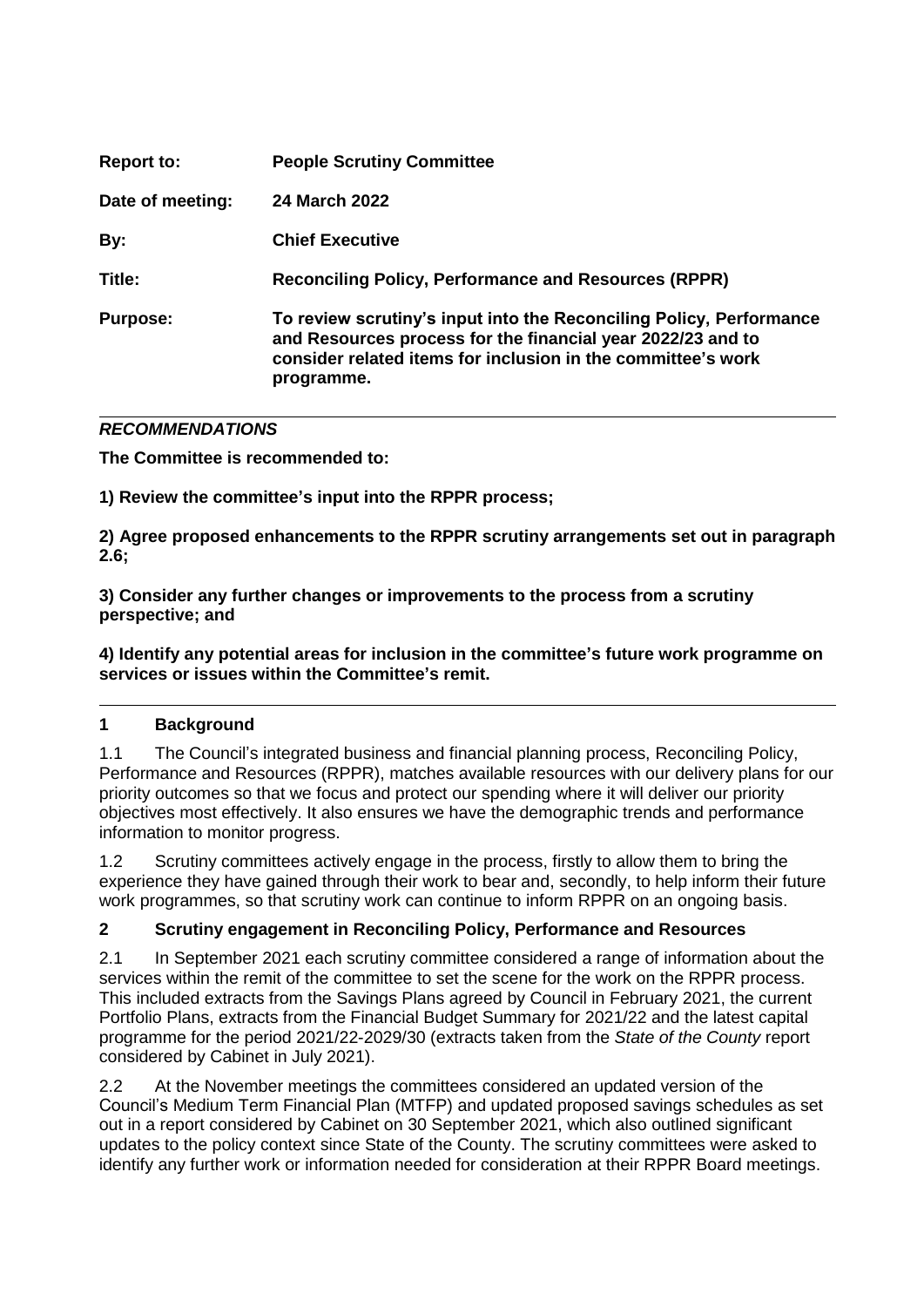| | |
|---|---|
| **Report to:** | **People Scrutiny Committee** |
| **Date of meeting:** | **24 March 2022** |
| **By:** | **Chief Executive** |
| **Title:** | **Reconciling Policy, Performance and Resources (RPPR)** |
| **Purpose:** | **To review scrutiny's input into the Reconciling Policy, Performance and Resources process for the financial year 2022/23 and to consider related items for inclusion in the committee's work programme.** |

---

***RECOMMENDATIONS***

**The Committee is recommended to:**

**1) Review the committee's input into the RPPR process;**

**2) Agree proposed enhancements to the RPPR scrutiny arrangements set out in paragraph 2.6;**

**3) Consider any further changes or improvements to the process from a scrutiny perspective; and**

**4) Identify any potential areas for inclusion in the committee's future work programme on services or issues within the Committee's remit.**

---

## 1 Background

1.1 The Council's integrated business and financial planning process, Reconciling Policy, Performance and Resources (RPPR), matches available resources with our delivery plans for our priority outcomes so that we focus and protect our spending where it will deliver our priority objectives most effectively. It also ensures we have the demographic trends and performance information to monitor progress.

1.2 Scrutiny committees actively engage in the process, firstly to allow them to bring the experience they have gained through their work to bear and, secondly, to help inform their future work programmes, so that scrutiny work can continue to inform RPPR on an ongoing basis.

## 2 Scrutiny engagement in Reconciling Policy, Performance and Resources

2.1 In September 2021 each scrutiny committee considered a range of information about the services within the remit of the committee to set the scene for the work on the RPPR process. This included extracts from the Savings Plans agreed by Council in February 2021, the current Portfolio Plans, extracts from the Financial Budget Summary for 2021/22 and the latest capital programme for the period 2021/22-2029/30 (extracts taken from the *State of the County* report considered by Cabinet in July 2021).

2.2 At the November meetings the committees considered an updated version of the Council's Medium Term Financial Plan (MTFP) and updated proposed savings schedules as set out in a report considered by Cabinet on 30 September 2021, which also outlined significant updates to the policy context since State of the County. The scrutiny committees were asked to identify any further work or information needed for consideration at their RPPR Board meetings.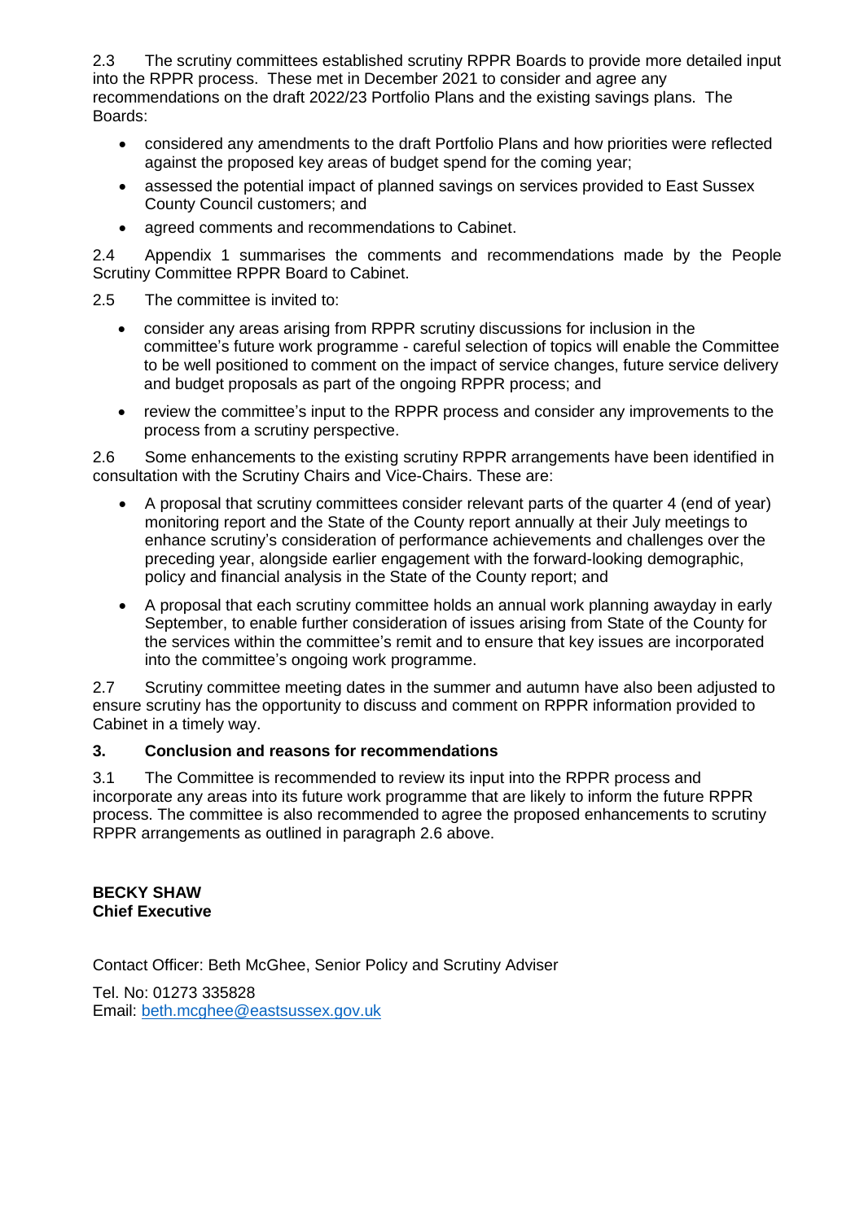2.3 The scrutiny committees established scrutiny RPPR Boards to provide more detailed input into the RPPR process. These met in December 2021 to consider and agree any recommendations on the draft 2022/23 Portfolio Plans and the existing savings plans. The Boards:

- considered any amendments to the draft Portfolio Plans and how priorities were reflected against the proposed key areas of budget spend for the coming year;
- assessed the potential impact of planned savings on services provided to East Sussex County Council customers; and
- agreed comments and recommendations to Cabinet.

2.4 Appendix 1 summarises the comments and recommendations made by the People Scrutiny Committee RPPR Board to Cabinet.

2.5 The committee is invited to:

- consider any areas arising from RPPR scrutiny discussions for inclusion in the committee's future work programme - careful selection of topics will enable the Committee to be well positioned to comment on the impact of service changes, future service delivery and budget proposals as part of the ongoing RPPR process; and
- review the committee's input to the RPPR process and consider any improvements to the process from a scrutiny perspective.

2.6 Some enhancements to the existing scrutiny RPPR arrangements have been identified in consultation with the Scrutiny Chairs and Vice-Chairs. These are:

- A proposal that scrutiny committees consider relevant parts of the quarter 4 (end of year) monitoring report and the State of the County report annually at their July meetings to enhance scrutiny's consideration of performance achievements and challenges over the preceding year, alongside earlier engagement with the forward-looking demographic, policy and financial analysis in the State of the County report; and
- A proposal that each scrutiny committee holds an annual work planning awayday in early September, to enable further consideration of issues arising from State of the County for the services within the committee's remit and to ensure that key issues are incorporated into the committee's ongoing work programme.

2.7 Scrutiny committee meeting dates in the summer and autumn have also been adjusted to ensure scrutiny has the opportunity to discuss and comment on RPPR information provided to Cabinet in a timely way.

### 3. Conclusion and reasons for recommendations

3.1 The Committee is recommended to review its input into the RPPR process and incorporate any areas into its future work programme that are likely to inform the future RPPR process. The committee is also recommended to agree the proposed enhancements to scrutiny RPPR arrangements as outlined in paragraph 2.6 above.

**BECKY SHAW**
**Chief Executive**

Contact Officer: Beth McGhee, Senior Policy and Scrutiny Adviser

Tel. No: 01273 335828
Email: beth.mcghee@eastsussex.gov.uk